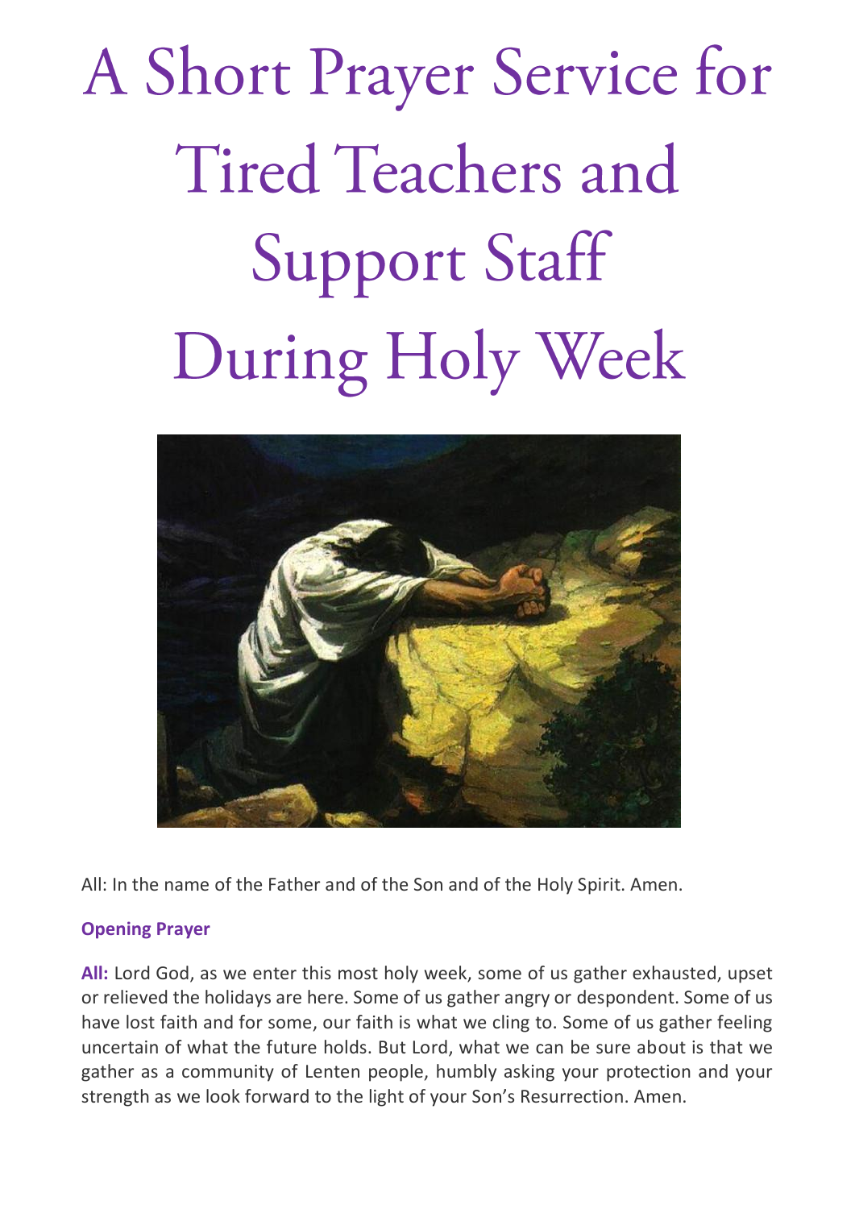# A Short Prayer Service for Tired Teachers and Support Staff During Holy Week

All: In the name of the Father and of the Son and of the Holy Spirit. Amen.

### Opening Prayer

**All:** Lord God, as we enter this most holy week, some of us gather exhausted, upset or relieved the holidays are here. Some of us gather angry or despondent. Some of us have lost faith and for some, our faith is what we cling to. Some of us gather feeling uncertain of what the future holds. But Lord, what we can be sure about is that we gather as a community of Lenten people, humbly asking your protection and your strength as we look forward to the light of your Son's Resurrection. Amen.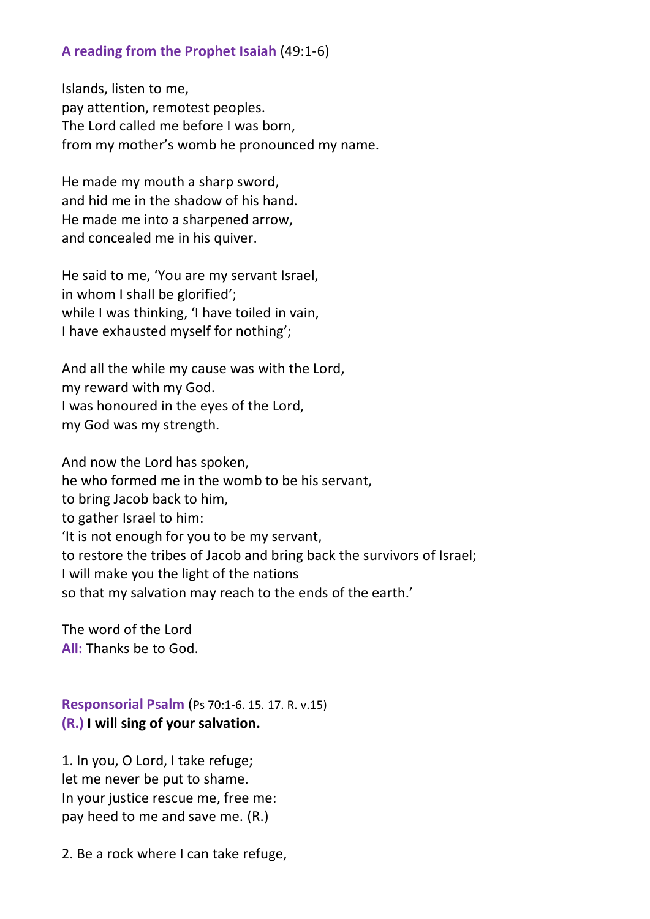**A reading from the Prophet Isaiah** (49:1-6)

Islands, listen to me,
pay attention, remotest peoples.
The Lord called me before I was born,
from my mother's womb he pronounced my name.

He made my mouth a sharp sword,
and hid me in the shadow of his hand.
He made me into a sharpened arrow,
and concealed me in his quiver.

He said to me, 'You are my servant Israel,
in whom I shall be glorified';
while I was thinking, 'I have toiled in vain,
I have exhausted myself for nothing';

And all the while my cause was with the Lord,
my reward with my God.
I was honoured in the eyes of the Lord,
my God was my strength.

And now the Lord has spoken,
he who formed me in the womb to be his servant,
to bring Jacob back to him,
to gather Israel to him:
'It is not enough for you to be my servant,
to restore the tribes of Jacob and bring back the survivors of Israel;
I will make you the light of the nations
so that my salvation may reach to the ends of the earth.'

The word of the Lord
**All:** Thanks be to God.

**Responsorial Psalm** (Ps 70:1-6. 15. 17. R. v.15)
**(R.) I will sing of your salvation.**

1. In you, O Lord, I take refuge;
let me never be put to shame.
In your justice rescue me, free me:
pay heed to me and save me. (R.)

2. Be a rock where I can take refuge,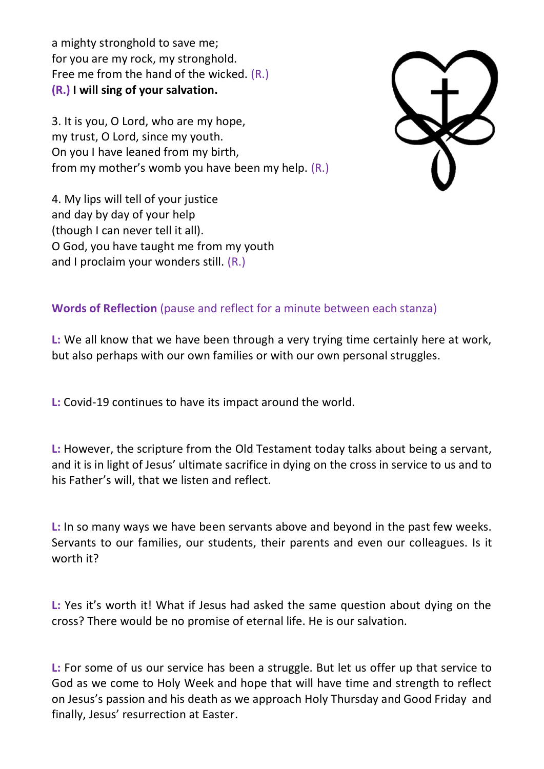a mighty stronghold to save me;
for you are my rock, my stronghold.
Free me from the hand of the wicked. (R.)
**(R.) I will sing of your salvation.**

3. It is you, O Lord, who are my hope,
my trust, O Lord, since my youth.
On you I have leaned from my birth,
from my mother's womb you have been my help. (R.)

4. My lips will tell of your justice
and day by day of your help
(though I can never tell it all).
O God, you have taught me from my youth
and I proclaim your wonders still. (R.)

**Words of Reflection** (pause and reflect for a minute between each stanza)

**L:** We all know that we have been through a very trying time certainly here at work, but also perhaps with our own families or with our own personal struggles.

**L:** Covid-19 continues to have its impact around the world.

**L:** However, the scripture from the Old Testament today talks about being a servant, and it is in light of Jesus' ultimate sacrifice in dying on the cross in service to us and to his Father's will, that we listen and reflect.

**L:** In so many ways we have been servants above and beyond in the past few weeks. Servants to our families, our students, their parents and even our colleagues. Is it worth it?

**L:** Yes it's worth it! What if Jesus had asked the same question about dying on the cross? There would be no promise of eternal life. He is our salvation.

**L:** For some of us our service has been a struggle. But let us offer up that service to God as we come to Holy Week and hope that will have time and strength to reflect on Jesus's passion and his death as we approach Holy Thursday and Good Friday and finally, Jesus' resurrection at Easter.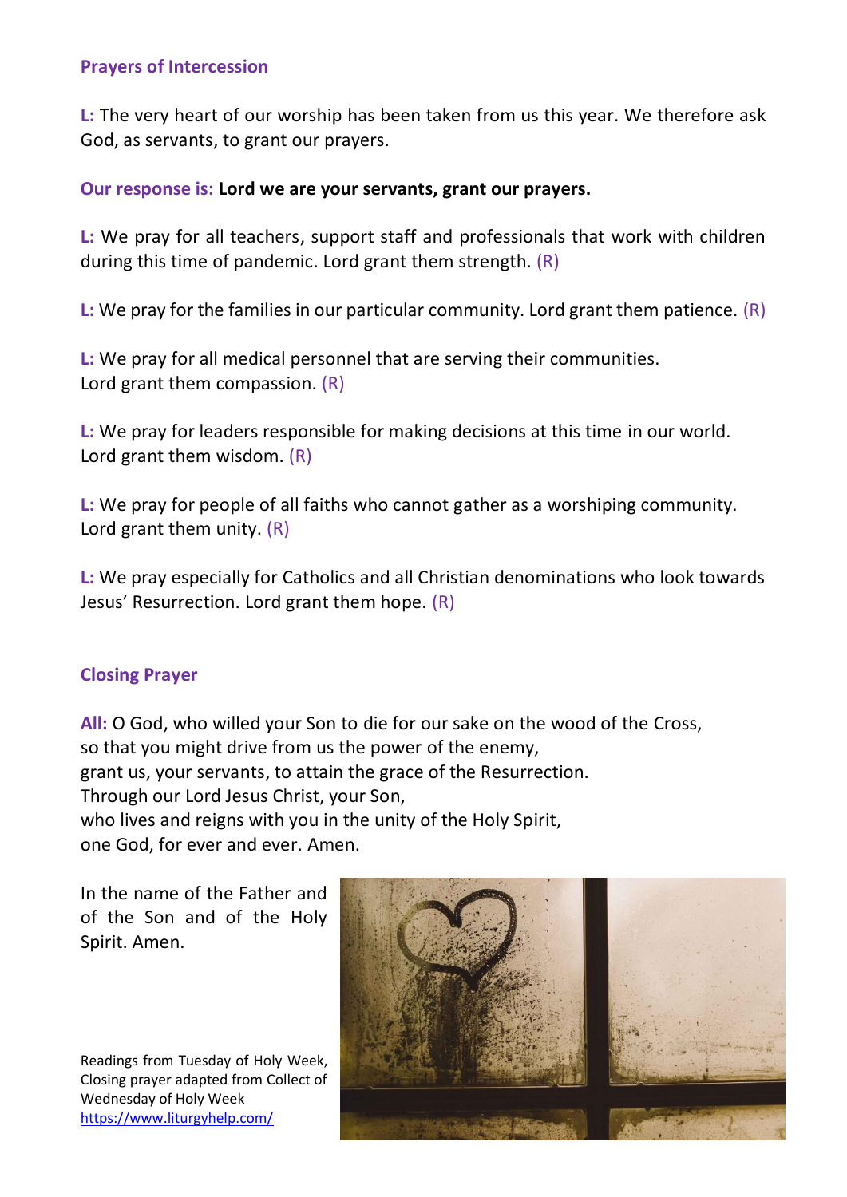## Prayers of Intercession

**L:** The very heart of our worship has been taken from us this year. We therefore ask God, as servants, to grant our prayers.

**Our response is: Lord we are your servants, grant our prayers.**

**L:** We pray for all teachers, support staff and professionals that work with children during this time of pandemic. Lord grant them strength. (R)

**L:** We pray for the families in our particular community. Lord grant them patience. (R)

**L:** We pray for all medical personnel that are serving their communities.
Lord grant them compassion. (R)

**L:** We pray for leaders responsible for making decisions at this time in our world.
Lord grant them wisdom. (R)

**L:** We pray for people of all faiths who cannot gather as a worshiping community.
Lord grant them unity. (R)

**L:** We pray especially for Catholics and all Christian denominations who look towards Jesus' Resurrection. Lord grant them hope. (R)

## Closing Prayer

**All:** O God, who willed your Son to die for our sake on the wood of the Cross,
so that you might drive from us the power of the enemy,
grant us, your servants, to attain the grace of the Resurrection.
Through our Lord Jesus Christ, your Son,
who lives and reigns with you in the unity of the Holy Spirit,
one God, for ever and ever. Amen.

In the name of the Father and of the Son and of the Holy Spirit. Amen.

Readings from Tuesday of Holy Week, Closing prayer adapted from Collect of Wednesday of Holy Week
https://www.liturgyhelp.com/